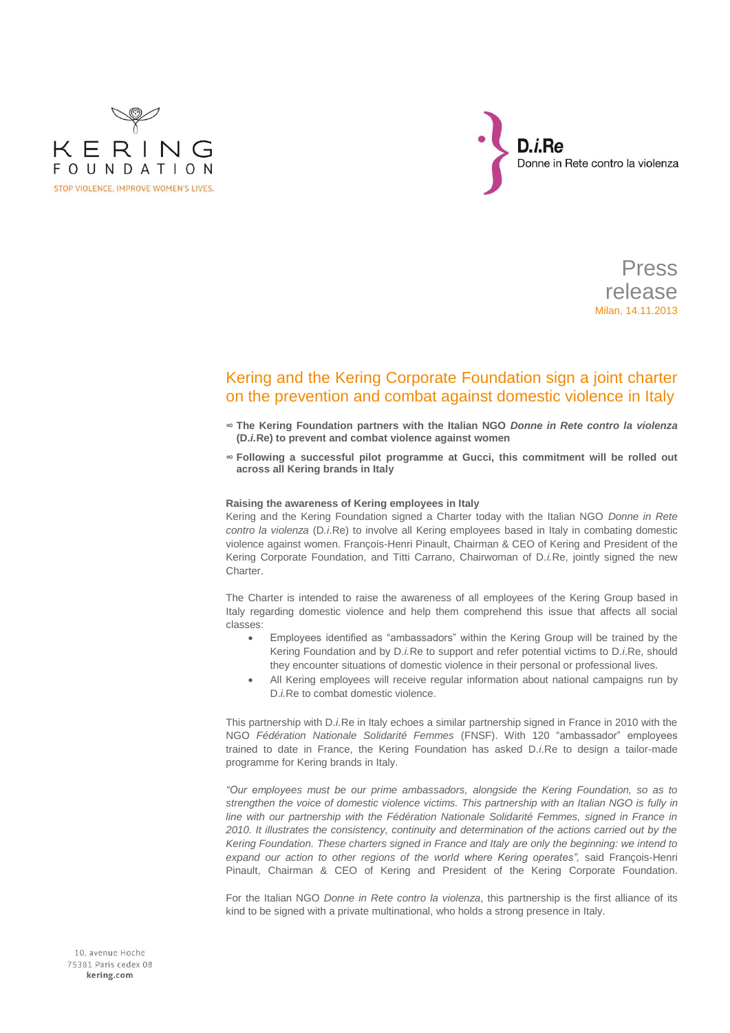KERING FOUNDATION

STOP VIOLENCE. IMPROVE WOMEN'S LIVES.

D.*i*.Re

Donne in Rete contro la violenza

Press release

Milan, 14.11.2013

# Kering and the Kering Corporate Foundation sign a joint charter on the prevention and combat against domestic violence in Italy

- **The Kering Foundation partners with the Italian NGO *Donne in Rete contro la violenza* (D.*i*.Re) to prevent and combat violence against women**
- **Following a successful pilot programme at Gucci, this commitment will be rolled out across all Kering brands in Italy**

**Raising the awareness of Kering employees in Italy**

Kering and the Kering Foundation signed a Charter today with the Italian NGO *Donne in Rete contro la violenza* (D.*i*.Re) to involve all Kering employees based in Italy in combating domestic violence against women. François-Henri Pinault, Chairman & CEO of Kering and President of the Kering Corporate Foundation, and Titti Carrano, Chairwoman of D.*i*.Re, jointly signed the new Charter.

The Charter is intended to raise the awareness of all employees of the Kering Group based in Italy regarding domestic violence and help them comprehend this issue that affects all social classes:

- Employees identified as "ambassadors" within the Kering Group will be trained by the Kering Foundation and by D.*i*.Re to support and refer potential victims to D.*i*.Re, should they encounter situations of domestic violence in their personal or professional lives.
- All Kering employees will receive regular information about national campaigns run by D.*i*.Re to combat domestic violence.

This partnership with D.*i*.Re in Italy echoes a similar partnership signed in France in 2010 with the NGO *Fédération Nationale Solidarité Femmes* (FNSF). With 120 "ambassador" employees trained to date in France, the Kering Foundation has asked D.*i*.Re to design a tailor-made programme for Kering brands in Italy.

*"Our employees must be our prime ambassadors, alongside the Kering Foundation, so as to strengthen the voice of domestic violence victims. This partnership with an Italian NGO is fully in line with our partnership with the Fédération Nationale Solidarité Femmes, signed in France in 2010. It illustrates the consistency, continuity and determination of the actions carried out by the Kering Foundation. These charters signed in France and Italy are only the beginning: we intend to expand our action to other regions of the world where Kering operates",* said François-Henri Pinault, Chairman & CEO of Kering and President of the Kering Corporate Foundation.

For the Italian NGO *Donne in Rete contro la violenza*, this partnership is the first alliance of its kind to be signed with a private multinational, who holds a strong presence in Italy.

10, avenue Hoche
75381 Paris cedex 08
**kering.com**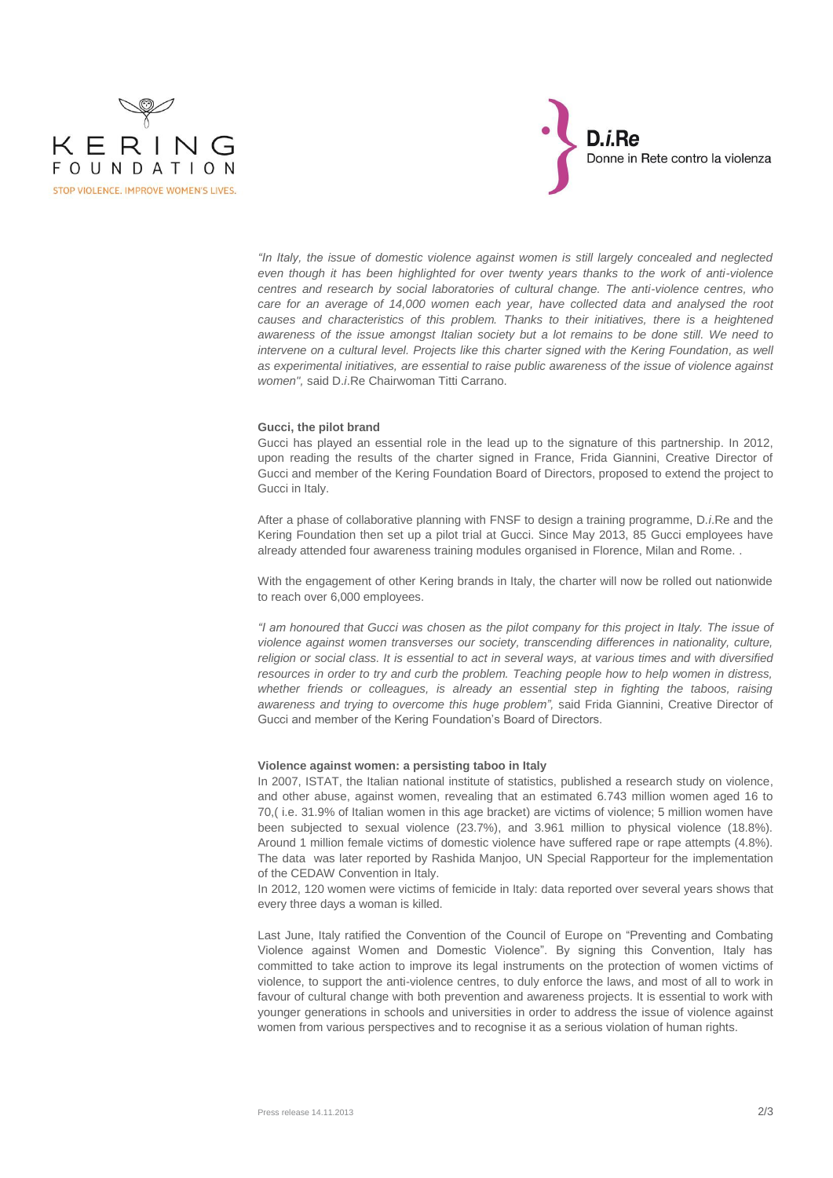*"In Italy, the issue of domestic violence against women is still largely concealed and neglected even though it has been highlighted for over twenty years thanks to the work of anti-violence centres and research by social laboratories of cultural change. The anti-violence centres, who care for an average of 14,000 women each year, have collected data and analysed the root causes and characteristics of this problem. Thanks to their initiatives, there is a heightened awareness of the issue amongst Italian society but a lot remains to be done still. We need to intervene on a cultural level. Projects like this charter signed with the Kering Foundation, as well as experimental initiatives, are essential to raise public awareness of the issue of violence against women",* said D.*i*.Re Chairwoman Titti Carrano.

**Gucci, the pilot brand**

Gucci has played an essential role in the lead up to the signature of this partnership. In 2012, upon reading the results of the charter signed in France, Frida Giannini, Creative Director of Gucci and member of the Kering Foundation Board of Directors, proposed to extend the project to Gucci in Italy.

After a phase of collaborative planning with FNSF to design a training programme, D.*i*.Re and the Kering Foundation then set up a pilot trial at Gucci. Since May 2013, 85 Gucci employees have already attended four awareness training modules organised in Florence, Milan and Rome. .

With the engagement of other Kering brands in Italy, the charter will now be rolled out nationwide to reach over 6,000 employees.

*"I am honoured that Gucci was chosen as the pilot company for this project in Italy. The issue of violence against women transverses our society, transcending differences in nationality, culture, religion or social class. It is essential to act in several ways, at various times and with diversified resources in order to try and curb the problem. Teaching people how to help women in distress, whether friends or colleagues, is already an essential step in fighting the taboos, raising awareness and trying to overcome this huge problem",* said Frida Giannini, Creative Director of Gucci and member of the Kering Foundation's Board of Directors.

**Violence against women: a persisting taboo in Italy**

In 2007, ISTAT, the Italian national institute of statistics, published a research study on violence, and other abuse, against women, revealing that an estimated 6.743 million women aged 16 to 70,( i.e. 31.9% of Italian women in this age bracket) are victims of violence; 5 million women have been subjected to sexual violence (23.7%), and 3.961 million to physical violence (18.8%). Around 1 million female victims of domestic violence have suffered rape or rape attempts (4.8%). The data was later reported by Rashida Manjoo, UN Special Rapporteur for the implementation of the CEDAW Convention in Italy.

In 2012, 120 women were victims of femicide in Italy: data reported over several years shows that every three days a woman is killed.

Last June, Italy ratified the Convention of the Council of Europe on "Preventing and Combating Violence against Women and Domestic Violence". By signing this Convention, Italy has committed to take action to improve its legal instruments on the protection of women victims of violence, to support the anti-violence centres, to duly enforce the laws, and most of all to work in favour of cultural change with both prevention and awareness projects. It is essential to work with younger generations in schools and universities in order to address the issue of violence against women from various perspectives and to recognise it as a serious violation of human rights.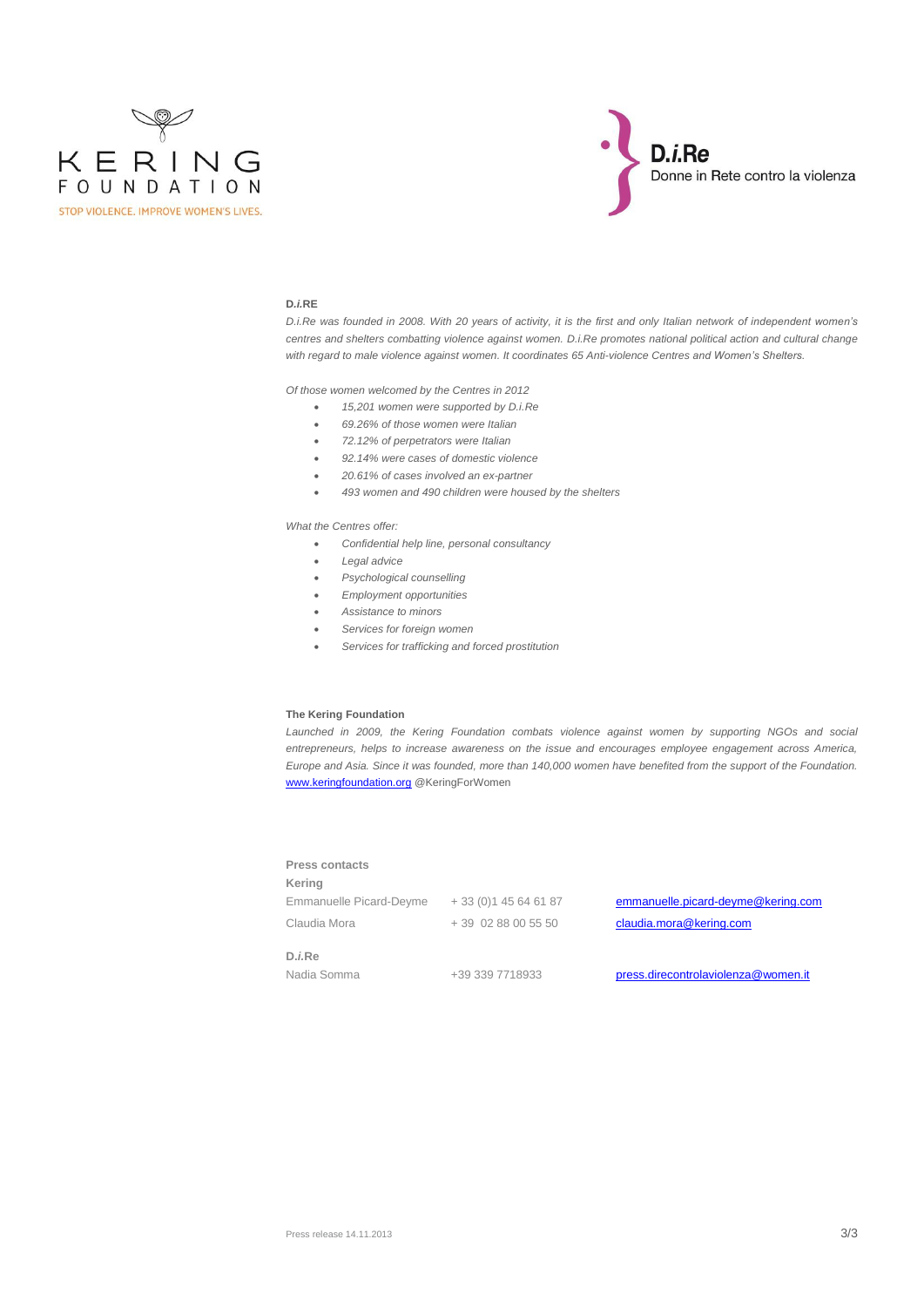KERING FOUNDATION

STOP VIOLENCE. IMPROVE WOMEN'S LIVES.

D.i.Re

Donne in Rete contro la violenza

**D.*i*.RE**

*D.i.Re was founded in 2008. With 20 years of activity, it is the first and only Italian network of independent women's centres and shelters combatting violence against women. D.i.Re promotes national political action and cultural change with regard to male violence against women. It coordinates 65 Anti-violence Centres and Women's Shelters.*

*Of those women welcomed by the Centres in 2012*

- *15,201 women were supported by D.i.Re*
- *69.26% of those women were Italian*
- *72.12% of perpetrators were Italian*
- *92.14% were cases of domestic violence*
- *20.61% of cases involved an ex-partner*
- *493 women and 490 children were housed by the shelters*

*What the Centres offer:*

- *Confidential help line, personal consultancy*
- *Legal advice*
- *Psychological counselling*
- *Employment opportunities*
- *Assistance to minors*
- *Services for foreign women*
- *Services for trafficking and forced prostitution*

**The Kering Foundation**

*Launched in 2009, the Kering Foundation combats violence against women by supporting NGOs and social entrepreneurs, helps to increase awareness on the issue and encourages employee engagement across America, Europe and Asia. Since it was founded, more than 140,000 women have benefited from the support of the Foundation.*
www.keringfoundation.org @KeringForWomen

**Press contacts**

**Kering**

| | | |
|---|---|---|
| Emmanuelle Picard-Deyme | + 33 (0)1 45 64 61 87 | emmanuelle.picard-deyme@kering.com |
| Claudia Mora | + 39 02 88 00 55 50 | claudia.mora@kering.com |

**D.*i*.Re**

| | | |
|---|---|---|
| Nadia Somma | +39 339 7718933 | press.direcontrolaviolenza@women.it |

Press release 14.11.2013